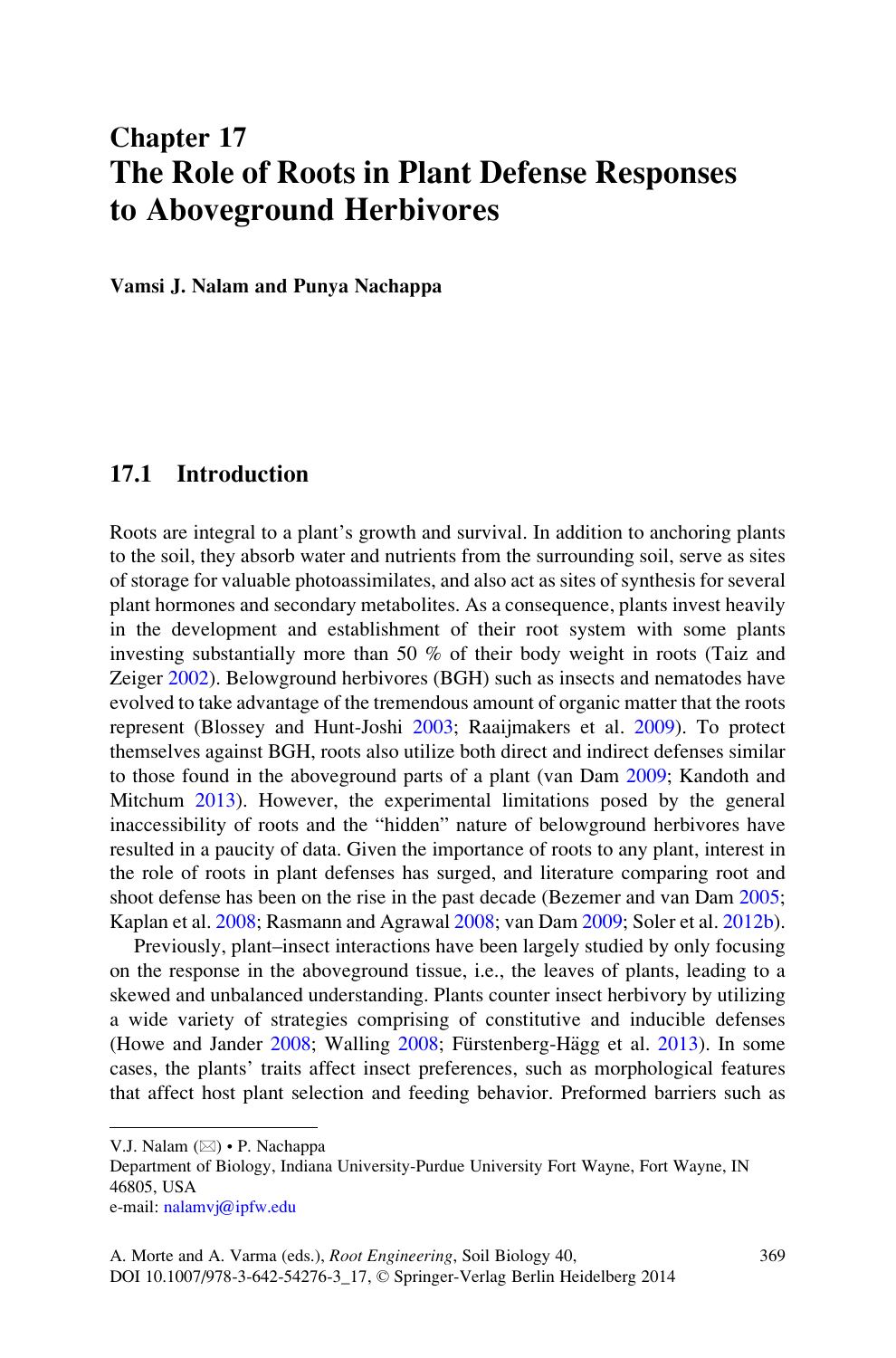# Chapter 17
# The Role of Roots in Plant Defense Responses to Aboveground Herbivores

**Vamsi J. Nalam and Punya Nachappa**

## 17.1 Introduction

Roots are integral to a plant's growth and survival. In addition to anchoring plants to the soil, they absorb water and nutrients from the surrounding soil, serve as sites of storage for valuable photoassimilates, and also act as sites of synthesis for several plant hormones and secondary metabolites. As a consequence, plants invest heavily in the development and establishment of their root system with some plants investing substantially more than 50 % of their body weight in roots (Taiz and Zeiger 2002). Belowground herbivores (BGH) such as insects and nematodes have evolved to take advantage of the tremendous amount of organic matter that the roots represent (Blossey and Hunt-Joshi 2003; Raaijmakers et al. 2009). To protect themselves against BGH, roots also utilize both direct and indirect defenses similar to those found in the aboveground parts of a plant (van Dam 2009; Kandoth and Mitchum 2013). However, the experimental limitations posed by the general inaccessibility of roots and the "hidden" nature of belowground herbivores have resulted in a paucity of data. Given the importance of roots to any plant, interest in the role of roots in plant defenses has surged, and literature comparing root and shoot defense has been on the rise in the past decade (Bezemer and van Dam 2005; Kaplan et al. 2008; Rasmann and Agrawal 2008; van Dam 2009; Soler et al. 2012b).

Previously, plant–insect interactions have been largely studied by only focusing on the response in the aboveground tissue, i.e., the leaves of plants, leading to a skewed and unbalanced understanding. Plants counter insect herbivory by utilizing a wide variety of strategies comprising of constitutive and inducible defenses (Howe and Jander 2008; Walling 2008; Fürstenberg-Hägg et al. 2013). In some cases, the plants' traits affect insect preferences, such as morphological features that affect host plant selection and feeding behavior. Preformed barriers such as

---

V.J. Nalam (✉) • P. Nachappa
Department of Biology, Indiana University-Purdue University Fort Wayne, Fort Wayne, IN 46805, USA
e-mail: nalamvj@ipfw.edu

A. Morte and A. Varma (eds.), *Root Engineering*, Soil Biology 40,
DOI 10.1007/978-3-642-54276-3_17, © Springer-Verlag Berlin Heidelberg 2014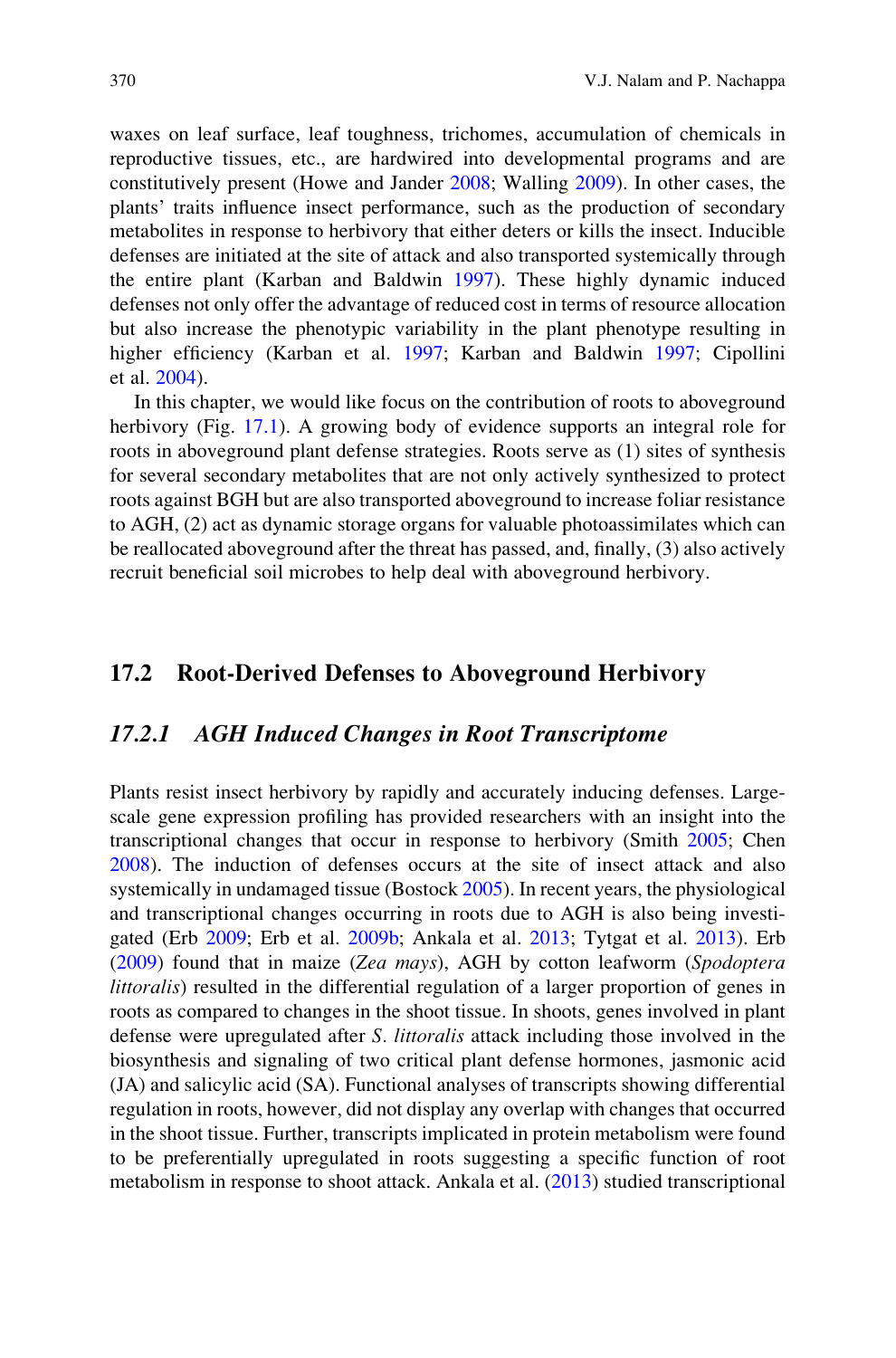waxes on leaf surface, leaf toughness, trichomes, accumulation of chemicals in reproductive tissues, etc., are hardwired into developmental programs and are constitutively present (Howe and Jander 2008; Walling 2009). In other cases, the plants' traits influence insect performance, such as the production of secondary metabolites in response to herbivory that either deters or kills the insect. Inducible defenses are initiated at the site of attack and also transported systemically through the entire plant (Karban and Baldwin 1997). These highly dynamic induced defenses not only offer the advantage of reduced cost in terms of resource allocation but also increase the phenotypic variability in the plant phenotype resulting in higher efficiency (Karban et al. 1997; Karban and Baldwin 1997; Cipollini et al. 2004).

In this chapter, we would like focus on the contribution of roots to aboveground herbivory (Fig. 17.1). A growing body of evidence supports an integral role for roots in aboveground plant defense strategies. Roots serve as (1) sites of synthesis for several secondary metabolites that are not only actively synthesized to protect roots against BGH but are also transported aboveground to increase foliar resistance to AGH, (2) act as dynamic storage organs for valuable photoassimilates which can be reallocated aboveground after the threat has passed, and, finally, (3) also actively recruit beneficial soil microbes to help deal with aboveground herbivory.

## 17.2 Root-Derived Defenses to Aboveground Herbivory

### *17.2.1 AGH Induced Changes in Root Transcriptome*

Plants resist insect herbivory by rapidly and accurately inducing defenses. Large-scale gene expression profiling has provided researchers with an insight into the transcriptional changes that occur in response to herbivory (Smith 2005; Chen 2008). The induction of defenses occurs at the site of insect attack and also systemically in undamaged tissue (Bostock 2005). In recent years, the physiological and transcriptional changes occurring in roots due to AGH is also being investigated (Erb 2009; Erb et al. 2009b; Ankala et al. 2013; Tytgat et al. 2013). Erb (2009) found that in maize (*Zea mays*), AGH by cotton leafworm (*Spodoptera littoralis*) resulted in the differential regulation of a larger proportion of genes in roots as compared to changes in the shoot tissue. In shoots, genes involved in plant defense were upregulated after *S. littoralis* attack including those involved in the biosynthesis and signaling of two critical plant defense hormones, jasmonic acid (JA) and salicylic acid (SA). Functional analyses of transcripts showing differential regulation in roots, however, did not display any overlap with changes that occurred in the shoot tissue. Further, transcripts implicated in protein metabolism were found to be preferentially upregulated in roots suggesting a specific function of root metabolism in response to shoot attack. Ankala et al. (2013) studied transcriptional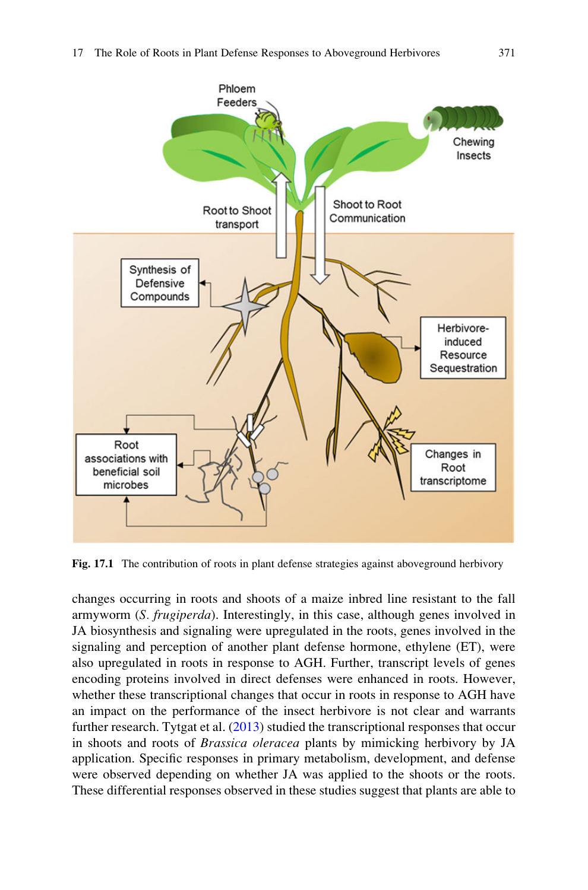Fig. 17.1 The contribution of roots in plant defense strategies against aboveground herbivory

changes occurring in roots and shoots of a maize inbred line resistant to the fall armyworm (*S. frugiperda*). Interestingly, in this case, although genes involved in JA biosynthesis and signaling were upregulated in the roots, genes involved in the signaling and perception of another plant defense hormone, ethylene (ET), were also upregulated in roots in response to AGH. Further, transcript levels of genes encoding proteins involved in direct defenses were enhanced in roots. However, whether these transcriptional changes that occur in roots in response to AGH have an impact on the performance of the insect herbivore is not clear and warrants further research. Tytgat et al. (2013) studied the transcriptional responses that occur in shoots and roots of *Brassica oleracea* plants by mimicking herbivory by JA application. Specific responses in primary metabolism, development, and defense were observed depending on whether JA was applied to the shoots or the roots. These differential responses observed in these studies suggest that plants are able to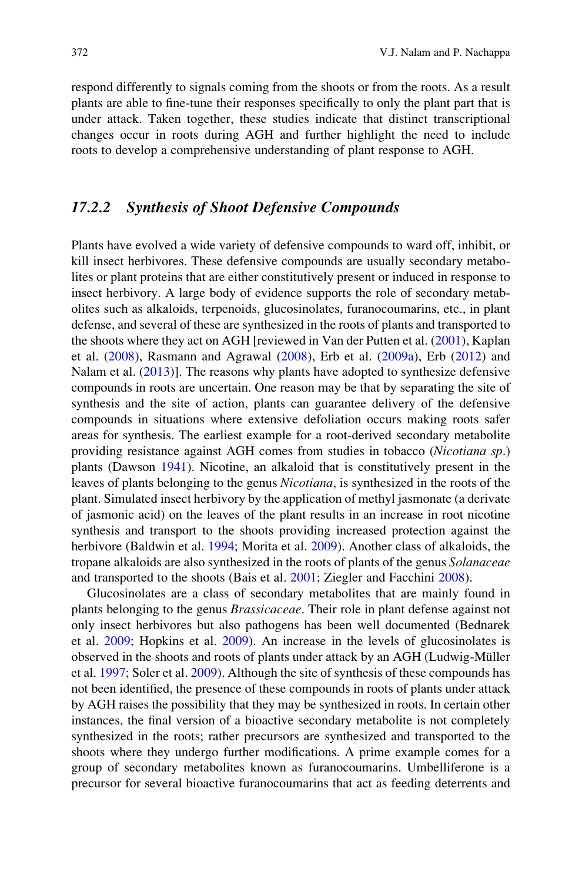respond differently to signals coming from the shoots or from the roots. As a result plants are able to fine-tune their responses specifically to only the plant part that is under attack. Taken together, these studies indicate that distinct transcriptional changes occur in roots during AGH and further highlight the need to include roots to develop a comprehensive understanding of plant response to AGH.

### *17.2.2 Synthesis of Shoot Defensive Compounds*

Plants have evolved a wide variety of defensive compounds to ward off, inhibit, or kill insect herbivores. These defensive compounds are usually secondary metabolites or plant proteins that are either constitutively present or induced in response to insect herbivory. A large body of evidence supports the role of secondary metabolites such as alkaloids, terpenoids, glucosinolates, furanocoumarins, etc., in plant defense, and several of these are synthesized in the roots of plants and transported to the shoots where they act on AGH [reviewed in Van der Putten et al. (2001), Kaplan et al. (2008), Rasmann and Agrawal (2008), Erb et al. (2009a), Erb (2012) and Nalam et al. (2013)]. The reasons why plants have adopted to synthesize defensive compounds in roots are uncertain. One reason may be that by separating the site of synthesis and the site of action, plants can guarantee delivery of the defensive compounds in situations where extensive defoliation occurs making roots safer areas for synthesis. The earliest example for a root-derived secondary metabolite providing resistance against AGH comes from studies in tobacco (*Nicotiana sp.*) plants (Dawson 1941). Nicotine, an alkaloid that is constitutively present in the leaves of plants belonging to the genus *Nicotiana*, is synthesized in the roots of the plant. Simulated insect herbivory by the application of methyl jasmonate (a derivate of jasmonic acid) on the leaves of the plant results in an increase in root nicotine synthesis and transport to the shoots providing increased protection against the herbivore (Baldwin et al. 1994; Morita et al. 2009). Another class of alkaloids, the tropane alkaloids are also synthesized in the roots of plants of the genus *Solanaceae* and transported to the shoots (Bais et al. 2001; Ziegler and Facchini 2008).

Glucosinolates are a class of secondary metabolites that are mainly found in plants belonging to the genus *Brassicaceae*. Their role in plant defense against not only insect herbivores but also pathogens has been well documented (Bednarek et al. 2009; Hopkins et al. 2009). An increase in the levels of glucosinolates is observed in the shoots and roots of plants under attack by an AGH (Ludwig-Müller et al. 1997; Soler et al. 2009). Although the site of synthesis of these compounds has not been identified, the presence of these compounds in roots of plants under attack by AGH raises the possibility that they may be synthesized in roots. In certain other instances, the final version of a bioactive secondary metabolite is not completely synthesized in the roots; rather precursors are synthesized and transported to the shoots where they undergo further modifications. A prime example comes for a group of secondary metabolites known as furanocoumarins. Umbelliferone is a precursor for several bioactive furanocoumarins that act as feeding deterrents and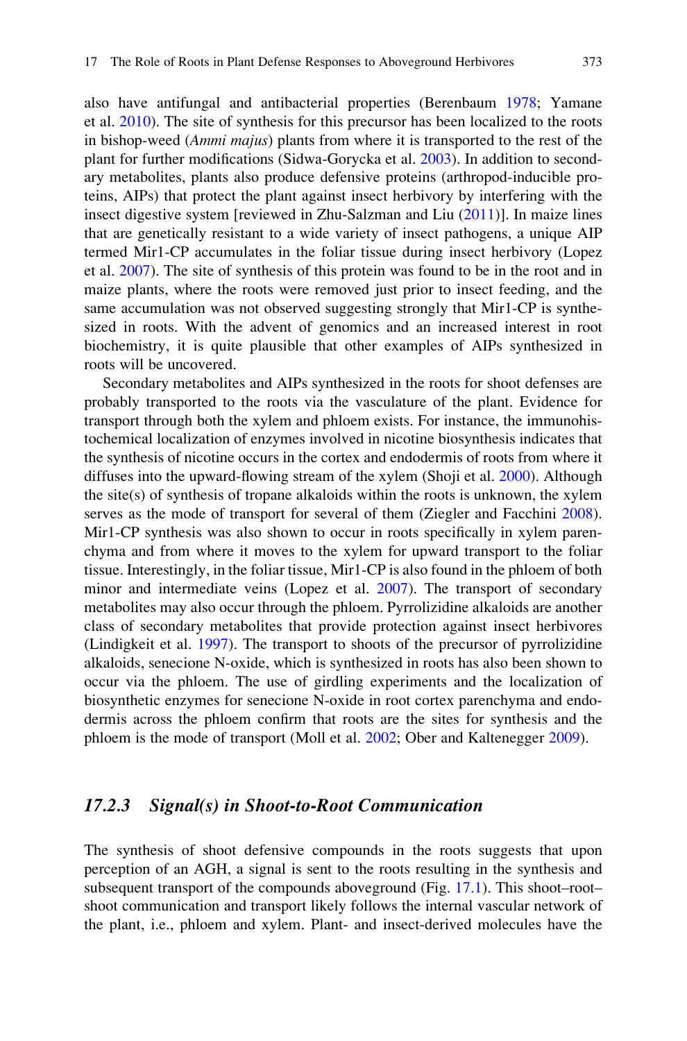also have antifungal and antibacterial properties (Berenbaum 1978; Yamane et al. 2010). The site of synthesis for this precursor has been localized to the roots in bishop-weed (*Ammi majus*) plants from where it is transported to the rest of the plant for further modifications (Sidwa-Gorycka et al. 2003). In addition to secondary metabolites, plants also produce defensive proteins (arthropod-inducible proteins, AIPs) that protect the plant against insect herbivory by interfering with the insect digestive system [reviewed in Zhu-Salzman and Liu (2011)]. In maize lines that are genetically resistant to a wide variety of insect pathogens, a unique AIP termed Mir1-CP accumulates in the foliar tissue during insect herbivory (Lopez et al. 2007). The site of synthesis of this protein was found to be in the root and in maize plants, where the roots were removed just prior to insect feeding, and the same accumulation was not observed suggesting strongly that Mir1-CP is synthesized in roots. With the advent of genomics and an increased interest in root biochemistry, it is quite plausible that other examples of AIPs synthesized in roots will be uncovered.

Secondary metabolites and AIPs synthesized in the roots for shoot defenses are probably transported to the roots via the vasculature of the plant. Evidence for transport through both the xylem and phloem exists. For instance, the immunohistochemical localization of enzymes involved in nicotine biosynthesis indicates that the synthesis of nicotine occurs in the cortex and endodermis of roots from where it diffuses into the upward-flowing stream of the xylem (Shoji et al. 2000). Although the site(s) of synthesis of tropane alkaloids within the roots is unknown, the xylem serves as the mode of transport for several of them (Ziegler and Facchini 2008). Mir1-CP synthesis was also shown to occur in roots specifically in xylem parenchyma and from where it moves to the xylem for upward transport to the foliar tissue. Interestingly, in the foliar tissue, Mir1-CP is also found in the phloem of both minor and intermediate veins (Lopez et al. 2007). The transport of secondary metabolites may also occur through the phloem. Pyrrolizidine alkaloids are another class of secondary metabolites that provide protection against insect herbivores (Lindigkeit et al. 1997). The transport to shoots of the precursor of pyrrolizidine alkaloids, senecione N-oxide, which is synthesized in roots has also been shown to occur via the phloem. The use of girdling experiments and the localization of biosynthetic enzymes for senecione N-oxide in root cortex parenchyma and endodermis across the phloem confirm that roots are the sites for synthesis and the phloem is the mode of transport (Moll et al. 2002; Ober and Kaltenegger 2009).

### *17.2.3 Signal(s) in Shoot-to-Root Communication*

The synthesis of shoot defensive compounds in the roots suggests that upon perception of an AGH, a signal is sent to the roots resulting in the synthesis and subsequent transport of the compounds aboveground (Fig. 17.1). This shoot–root–shoot communication and transport likely follows the internal vascular network of the plant, i.e., phloem and xylem. Plant- and insect-derived molecules have the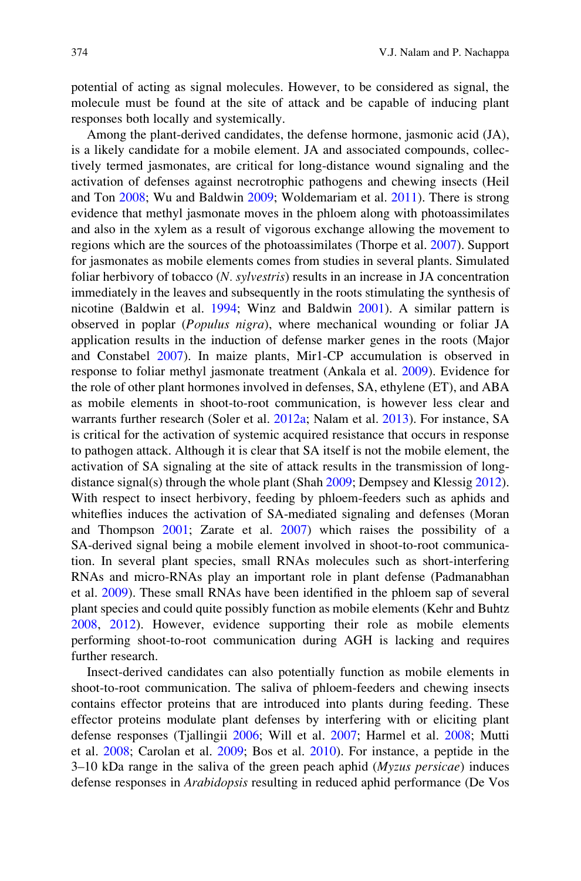potential of acting as signal molecules. However, to be considered as signal, the molecule must be found at the site of attack and be capable of inducing plant responses both locally and systemically.

Among the plant-derived candidates, the defense hormone, jasmonic acid (JA), is a likely candidate for a mobile element. JA and associated compounds, collectively termed jasmonates, are critical for long-distance wound signaling and the activation of defenses against necrotrophic pathogens and chewing insects (Heil and Ton 2008; Wu and Baldwin 2009; Woldemariam et al. 2011). There is strong evidence that methyl jasmonate moves in the phloem along with photoassimilates and also in the xylem as a result of vigorous exchange allowing the movement to regions which are the sources of the photoassimilates (Thorpe et al. 2007). Support for jasmonates as mobile elements comes from studies in several plants. Simulated foliar herbivory of tobacco (*N. sylvestris*) results in an increase in JA concentration immediately in the leaves and subsequently in the roots stimulating the synthesis of nicotine (Baldwin et al. 1994; Winz and Baldwin 2001). A similar pattern is observed in poplar (*Populus nigra*), where mechanical wounding or foliar JA application results in the induction of defense marker genes in the roots (Major and Constabel 2007). In maize plants, Mir1-CP accumulation is observed in response to foliar methyl jasmonate treatment (Ankala et al. 2009). Evidence for the role of other plant hormones involved in defenses, SA, ethylene (ET), and ABA as mobile elements in shoot-to-root communication, is however less clear and warrants further research (Soler et al. 2012a; Nalam et al. 2013). For instance, SA is critical for the activation of systemic acquired resistance that occurs in response to pathogen attack. Although it is clear that SA itself is not the mobile element, the activation of SA signaling at the site of attack results in the transmission of long-distance signal(s) through the whole plant (Shah 2009; Dempsey and Klessig 2012). With respect to insect herbivory, feeding by phloem-feeders such as aphids and whiteflies induces the activation of SA-mediated signaling and defenses (Moran and Thompson 2001; Zarate et al. 2007) which raises the possibility of a SA-derived signal being a mobile element involved in shoot-to-root communication. In several plant species, small RNAs molecules such as short-interfering RNAs and micro-RNAs play an important role in plant defense (Padmanabhan et al. 2009). These small RNAs have been identified in the phloem sap of several plant species and could quite possibly function as mobile elements (Kehr and Buhtz 2008, 2012). However, evidence supporting their role as mobile elements performing shoot-to-root communication during AGH is lacking and requires further research.

Insect-derived candidates can also potentially function as mobile elements in shoot-to-root communication. The saliva of phloem-feeders and chewing insects contains effector proteins that are introduced into plants during feeding. These effector proteins modulate plant defenses by interfering with or eliciting plant defense responses (Tjallingii 2006; Will et al. 2007; Harmel et al. 2008; Mutti et al. 2008; Carolan et al. 2009; Bos et al. 2010). For instance, a peptide in the 3–10 kDa range in the saliva of the green peach aphid (*Myzus persicae*) induces defense responses in *Arabidopsis* resulting in reduced aphid performance (De Vos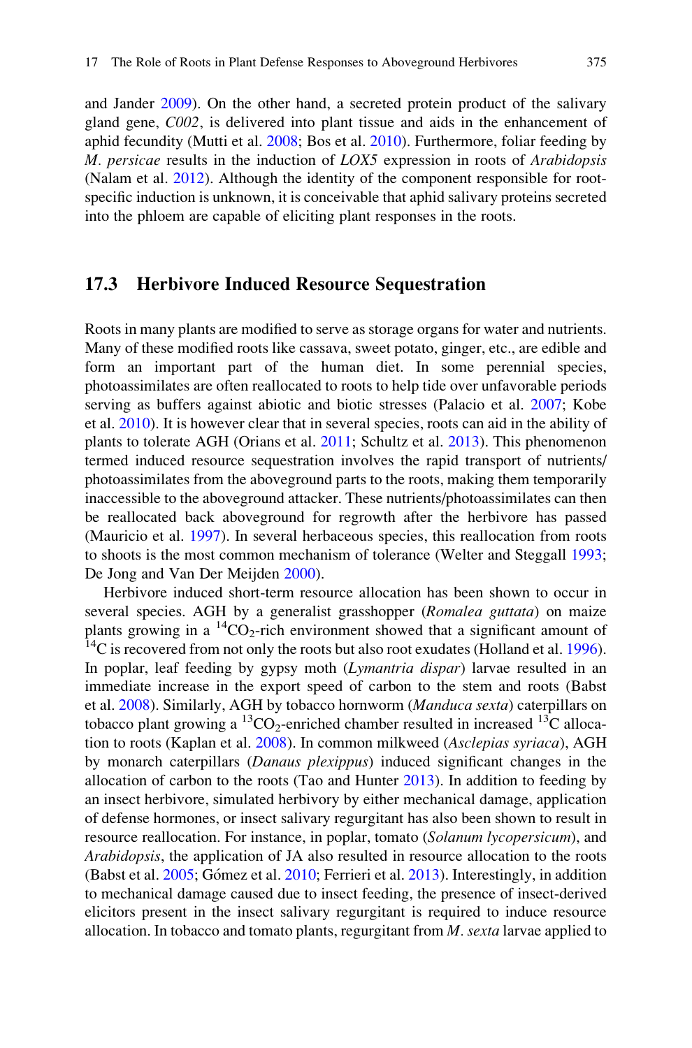and Jander 2009). On the other hand, a secreted protein product of the salivary gland gene, *C002*, is delivered into plant tissue and aids in the enhancement of aphid fecundity (Mutti et al. 2008; Bos et al. 2010). Furthermore, foliar feeding by *M. persicae* results in the induction of *LOX5* expression in roots of *Arabidopsis* (Nalam et al. 2012). Although the identity of the component responsible for root-specific induction is unknown, it is conceivable that aphid salivary proteins secreted into the phloem are capable of eliciting plant responses in the roots.

## 17.3 Herbivore Induced Resource Sequestration

Roots in many plants are modified to serve as storage organs for water and nutrients. Many of these modified roots like cassava, sweet potato, ginger, etc., are edible and form an important part of the human diet. In some perennial species, photoassimilates are often reallocated to roots to help tide over unfavorable periods serving as buffers against abiotic and biotic stresses (Palacio et al. 2007; Kobe et al. 2010). It is however clear that in several species, roots can aid in the ability of plants to tolerate AGH (Orians et al. 2011; Schultz et al. 2013). This phenomenon termed induced resource sequestration involves the rapid transport of nutrients/photoassimilates from the aboveground parts to the roots, making them temporarily inaccessible to the aboveground attacker. These nutrients/photoassimilates can then be reallocated back aboveground for regrowth after the herbivore has passed (Mauricio et al. 1997). In several herbaceous species, this reallocation from roots to shoots is the most common mechanism of tolerance (Welter and Steggall 1993; De Jong and Van Der Meijden 2000).

Herbivore induced short-term resource allocation has been shown to occur in several species. AGH by a generalist grasshopper (*Romalea guttata*) on maize plants growing in a $^{14}CO_2$-rich environment showed that a significant amount of $^{14}C$ is recovered from not only the roots but also root exudates (Holland et al. 1996). In poplar, leaf feeding by gypsy moth (*Lymantria dispar*) larvae resulted in an immediate increase in the export speed of carbon to the stem and roots (Babst et al. 2008). Similarly, AGH by tobacco hornworm (*Manduca sexta*) caterpillars on tobacco plant growing a $^{13}CO_2$-enriched chamber resulted in increased $^{13}C$ allocation to roots (Kaplan et al. 2008). In common milkweed (*Asclepias syriaca*), AGH by monarch caterpillars (*Danaus plexippus*) induced significant changes in the allocation of carbon to the roots (Tao and Hunter 2013). In addition to feeding by an insect herbivore, simulated herbivory by either mechanical damage, application of defense hormones, or insect salivary regurgitant has also been shown to result in resource reallocation. For instance, in poplar, tomato (*Solanum lycopersicum*), and *Arabidopsis*, the application of JA also resulted in resource allocation to the roots (Babst et al. 2005; Gómez et al. 2010; Ferrieri et al. 2013). Interestingly, in addition to mechanical damage caused due to insect feeding, the presence of insect-derived elicitors present in the insect salivary regurgitant is required to induce resource allocation. In tobacco and tomato plants, regurgitant from *M. sexta* larvae applied to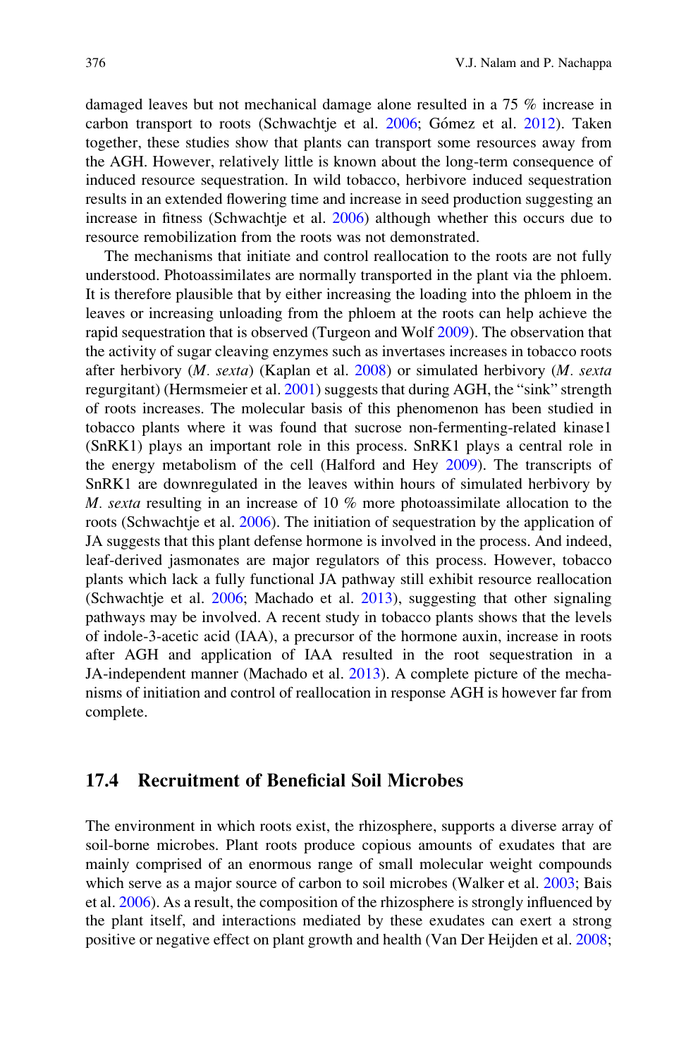damaged leaves but not mechanical damage alone resulted in a 75 % increase in carbon transport to roots (Schwachtje et al. 2006; Gómez et al. 2012). Taken together, these studies show that plants can transport some resources away from the AGH. However, relatively little is known about the long-term consequence of induced resource sequestration. In wild tobacco, herbivore induced sequestration results in an extended flowering time and increase in seed production suggesting an increase in fitness (Schwachtje et al. 2006) although whether this occurs due to resource remobilization from the roots was not demonstrated.

The mechanisms that initiate and control reallocation to the roots are not fully understood. Photoassimilates are normally transported in the plant via the phloem. It is therefore plausible that by either increasing the loading into the phloem in the leaves or increasing unloading from the phloem at the roots can help achieve the rapid sequestration that is observed (Turgeon and Wolf 2009). The observation that the activity of sugar cleaving enzymes such as invertases increases in tobacco roots after herbivory (*M. sexta*) (Kaplan et al. 2008) or simulated herbivory (*M. sexta* regurgitant) (Hermsmeier et al. 2001) suggests that during AGH, the "sink" strength of roots increases. The molecular basis of this phenomenon has been studied in tobacco plants where it was found that sucrose non-fermenting-related kinase1 (SnRK1) plays an important role in this process. SnRK1 plays a central role in the energy metabolism of the cell (Halford and Hey 2009). The transcripts of SnRK1 are downregulated in the leaves within hours of simulated herbivory by *M. sexta* resulting in an increase of 10 % more photoassimilate allocation to the roots (Schwachtje et al. 2006). The initiation of sequestration by the application of JA suggests that this plant defense hormone is involved in the process. And indeed, leaf-derived jasmonates are major regulators of this process. However, tobacco plants which lack a fully functional JA pathway still exhibit resource reallocation (Schwachtje et al. 2006; Machado et al. 2013), suggesting that other signaling pathways may be involved. A recent study in tobacco plants shows that the levels of indole-3-acetic acid (IAA), a precursor of the hormone auxin, increase in roots after AGH and application of IAA resulted in the root sequestration in a JA-independent manner (Machado et al. 2013). A complete picture of the mechanisms of initiation and control of reallocation in response AGH is however far from complete.

## 17.4 Recruitment of Beneficial Soil Microbes

The environment in which roots exist, the rhizosphere, supports a diverse array of soil-borne microbes. Plant roots produce copious amounts of exudates that are mainly comprised of an enormous range of small molecular weight compounds which serve as a major source of carbon to soil microbes (Walker et al. 2003; Bais et al. 2006). As a result, the composition of the rhizosphere is strongly influenced by the plant itself, and interactions mediated by these exudates can exert a strong positive or negative effect on plant growth and health (Van Der Heijden et al. 2008;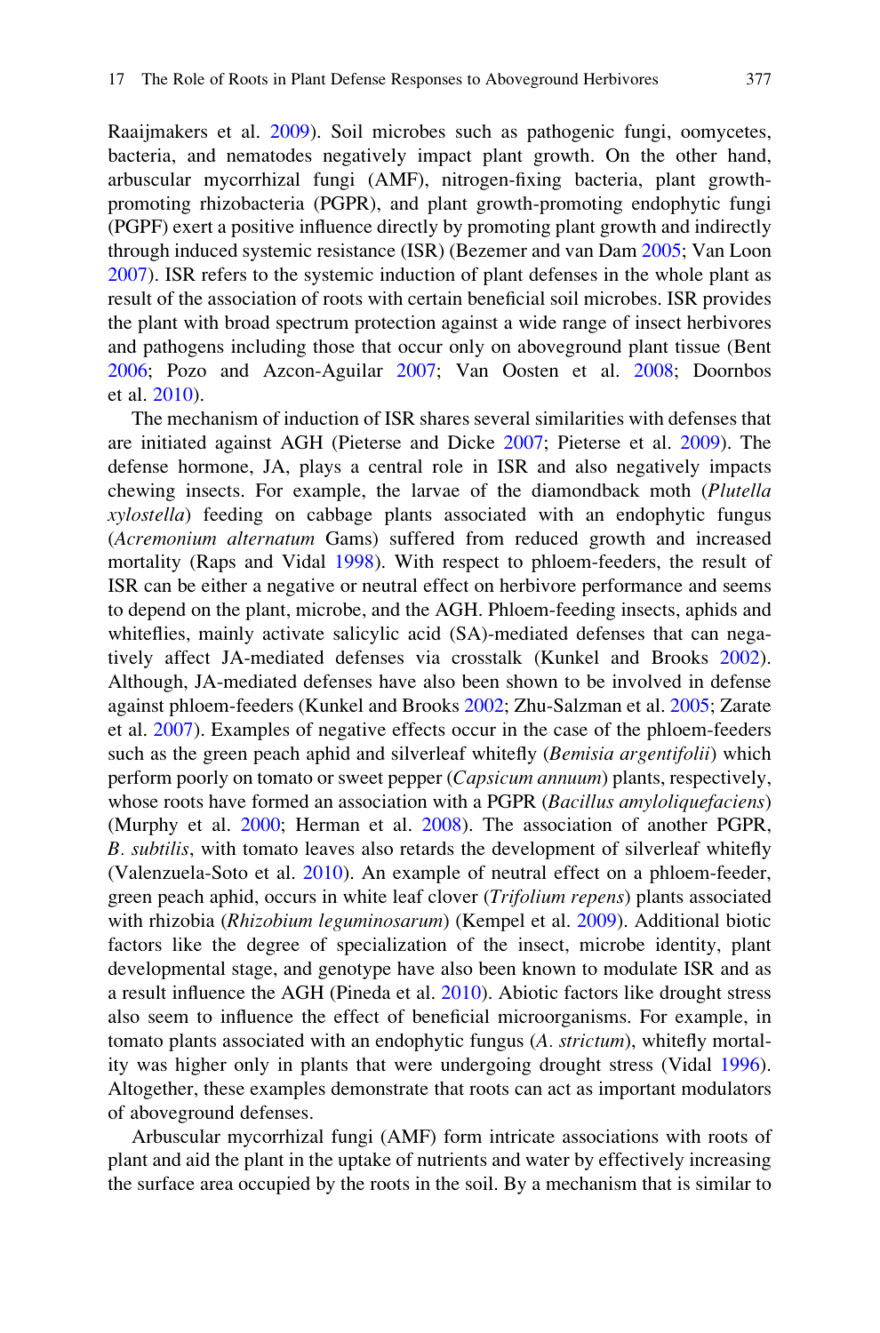Raaijmakers et al. 2009). Soil microbes such as pathogenic fungi, oomycetes, bacteria, and nematodes negatively impact plant growth. On the other hand, arbuscular mycorrhizal fungi (AMF), nitrogen-fixing bacteria, plant growth-promoting rhizobacteria (PGPR), and plant growth-promoting endophytic fungi (PGPF) exert a positive influence directly by promoting plant growth and indirectly through induced systemic resistance (ISR) (Bezemer and van Dam 2005; Van Loon 2007). ISR refers to the systemic induction of plant defenses in the whole plant as result of the association of roots with certain beneficial soil microbes. ISR provides the plant with broad spectrum protection against a wide range of insect herbivores and pathogens including those that occur only on aboveground plant tissue (Bent 2006; Pozo and Azcon-Aguilar 2007; Van Oosten et al. 2008; Doornbos et al. 2010).

The mechanism of induction of ISR shares several similarities with defenses that are initiated against AGH (Pieterse and Dicke 2007; Pieterse et al. 2009). The defense hormone, JA, plays a central role in ISR and also negatively impacts chewing insects. For example, the larvae of the diamondback moth (*Plutella xylostella*) feeding on cabbage plants associated with an endophytic fungus (*Acremonium alternatum* Gams) suffered from reduced growth and increased mortality (Raps and Vidal 1998). With respect to phloem-feeders, the result of ISR can be either a negative or neutral effect on herbivore performance and seems to depend on the plant, microbe, and the AGH. Phloem-feeding insects, aphids and whiteflies, mainly activate salicylic acid (SA)-mediated defenses that can negatively affect JA-mediated defenses via crosstalk (Kunkel and Brooks 2002). Although, JA-mediated defenses have also been shown to be involved in defense against phloem-feeders (Kunkel and Brooks 2002; Zhu-Salzman et al. 2005; Zarate et al. 2007). Examples of negative effects occur in the case of the phloem-feeders such as the green peach aphid and silverleaf whitefly (*Bemisia argentifolii*) which perform poorly on tomato or sweet pepper (*Capsicum annuum*) plants, respectively, whose roots have formed an association with a PGPR (*Bacillus amyloliquefaciens*) (Murphy et al. 2000; Herman et al. 2008). The association of another PGPR, *B. subtilis*, with tomato leaves also retards the development of silverleaf whitefly (Valenzuela-Soto et al. 2010). An example of neutral effect on a phloem-feeder, green peach aphid, occurs in white leaf clover (*Trifolium repens*) plants associated with rhizobia (*Rhizobium leguminosarum*) (Kempel et al. 2009). Additional biotic factors like the degree of specialization of the insect, microbe identity, plant developmental stage, and genotype have also been known to modulate ISR and as a result influence the AGH (Pineda et al. 2010). Abiotic factors like drought stress also seem to influence the effect of beneficial microorganisms. For example, in tomato plants associated with an endophytic fungus (*A. strictum*), whitefly mortality was higher only in plants that were undergoing drought stress (Vidal 1996). Altogether, these examples demonstrate that roots can act as important modulators of aboveground defenses.

Arbuscular mycorrhizal fungi (AMF) form intricate associations with roots of plant and aid the plant in the uptake of nutrients and water by effectively increasing the surface area occupied by the roots in the soil. By a mechanism that is similar to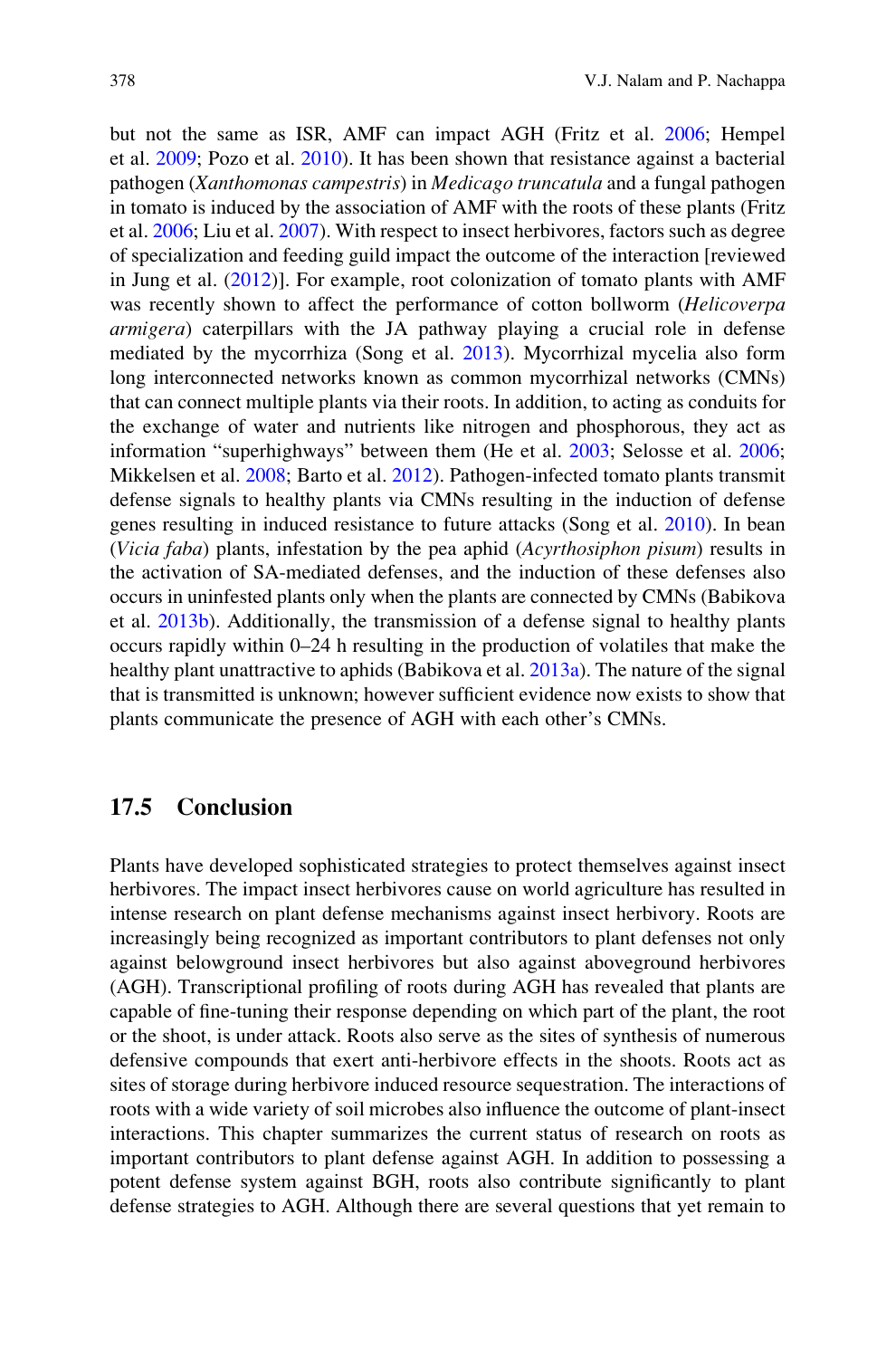but not the same as ISR, AMF can impact AGH (Fritz et al. 2006; Hempel et al. 2009; Pozo et al. 2010). It has been shown that resistance against a bacterial pathogen (*Xanthomonas campestris*) in *Medicago truncatula* and a fungal pathogen in tomato is induced by the association of AMF with the roots of these plants (Fritz et al. 2006; Liu et al. 2007). With respect to insect herbivores, factors such as degree of specialization and feeding guild impact the outcome of the interaction [reviewed in Jung et al. (2012)]. For example, root colonization of tomato plants with AMF was recently shown to affect the performance of cotton bollworm (*Helicoverpa armigera*) caterpillars with the JA pathway playing a crucial role in defense mediated by the mycorrhiza (Song et al. 2013). Mycorrhizal mycelia also form long interconnected networks known as common mycorrhizal networks (CMNs) that can connect multiple plants via their roots. In addition, to acting as conduits for the exchange of water and nutrients like nitrogen and phosphorous, they act as information "superhighways" between them (He et al. 2003; Selosse et al. 2006; Mikkelsen et al. 2008; Barto et al. 2012). Pathogen-infected tomato plants transmit defense signals to healthy plants via CMNs resulting in the induction of defense genes resulting in induced resistance to future attacks (Song et al. 2010). In bean (*Vicia faba*) plants, infestation by the pea aphid (*Acyrthosiphon pisum*) results in the activation of SA-mediated defenses, and the induction of these defenses also occurs in uninfested plants only when the plants are connected by CMNs (Babikova et al. 2013b). Additionally, the transmission of a defense signal to healthy plants occurs rapidly within 0–24 h resulting in the production of volatiles that make the healthy plant unattractive to aphids (Babikova et al. 2013a). The nature of the signal that is transmitted is unknown; however sufficient evidence now exists to show that plants communicate the presence of AGH with each other's CMNs.

## 17.5 Conclusion

Plants have developed sophisticated strategies to protect themselves against insect herbivores. The impact insect herbivores cause on world agriculture has resulted in intense research on plant defense mechanisms against insect herbivory. Roots are increasingly being recognized as important contributors to plant defenses not only against belowground insect herbivores but also against aboveground herbivores (AGH). Transcriptional profiling of roots during AGH has revealed that plants are capable of fine-tuning their response depending on which part of the plant, the root or the shoot, is under attack. Roots also serve as the sites of synthesis of numerous defensive compounds that exert anti-herbivore effects in the shoots. Roots act as sites of storage during herbivore induced resource sequestration. The interactions of roots with a wide variety of soil microbes also influence the outcome of plant-insect interactions. This chapter summarizes the current status of research on roots as important contributors to plant defense against AGH. In addition to possessing a potent defense system against BGH, roots also contribute significantly to plant defense strategies to AGH. Although there are several questions that yet remain to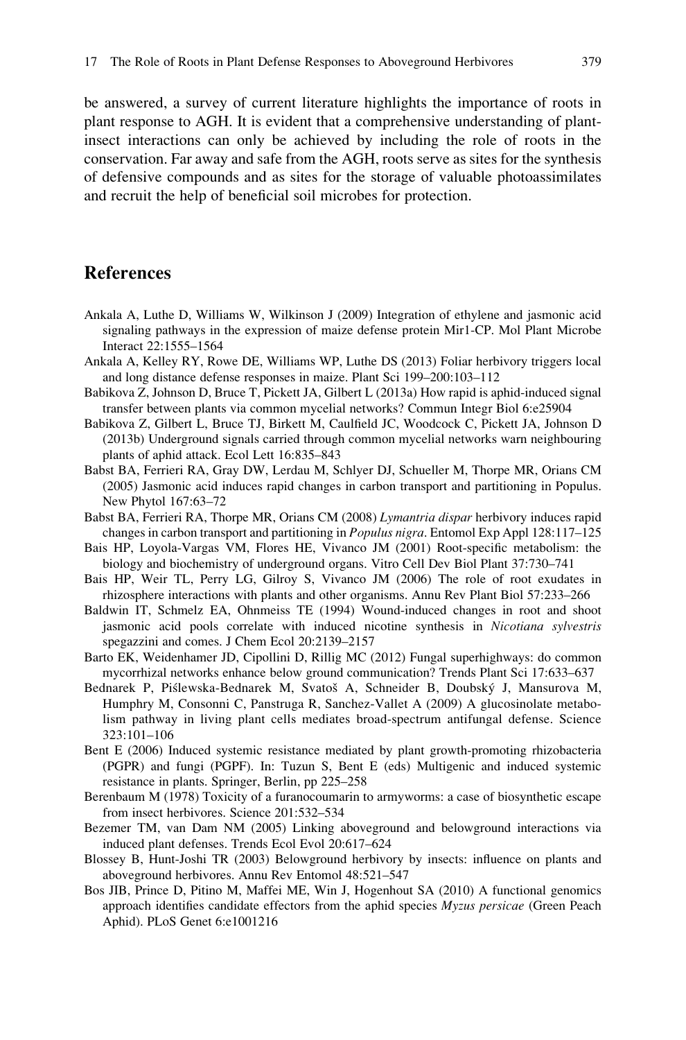be answered, a survey of current literature highlights the importance of roots in plant response to AGH. It is evident that a comprehensive understanding of plant-insect interactions can only be achieved by including the role of roots in the conservation. Far away and safe from the AGH, roots serve as sites for the synthesis of defensive compounds and as sites for the storage of valuable photoassimilates and recruit the help of beneficial soil microbes for protection.

## References

Ankala A, Luthe D, Williams W, Wilkinson J (2009) Integration of ethylene and jasmonic acid signaling pathways in the expression of maize defense protein Mir1-CP. Mol Plant Microbe Interact 22:1555–1564

Ankala A, Kelley RY, Rowe DE, Williams WP, Luthe DS (2013) Foliar herbivory triggers local and long distance defense responses in maize. Plant Sci 199–200:103–112

Babikova Z, Johnson D, Bruce T, Pickett JA, Gilbert L (2013a) How rapid is aphid-induced signal transfer between plants via common mycelial networks? Commun Integr Biol 6:e25904

Babikova Z, Gilbert L, Bruce TJ, Birkett M, Caulfield JC, Woodcock C, Pickett JA, Johnson D (2013b) Underground signals carried through common mycelial networks warn neighbouring plants of aphid attack. Ecol Lett 16:835–843

Babst BA, Ferrieri RA, Gray DW, Lerdau M, Schlyer DJ, Schueller M, Thorpe MR, Orians CM (2005) Jasmonic acid induces rapid changes in carbon transport and partitioning in Populus. New Phytol 167:63–72

Babst BA, Ferrieri RA, Thorpe MR, Orians CM (2008) *Lymantria dispar* herbivory induces rapid changes in carbon transport and partitioning in *Populus nigra*. Entomol Exp Appl 128:117–125

Bais HP, Loyola-Vargas VM, Flores HE, Vivanco JM (2001) Root-specific metabolism: the biology and biochemistry of underground organs. Vitro Cell Dev Biol Plant 37:730–741

Bais HP, Weir TL, Perry LG, Gilroy S, Vivanco JM (2006) The role of root exudates in rhizosphere interactions with plants and other organisms. Annu Rev Plant Biol 57:233–266

Baldwin IT, Schmelz EA, Ohnmeiss TE (1994) Wound-induced changes in root and shoot jasmonic acid pools correlate with induced nicotine synthesis in *Nicotiana sylvestris* spegazzini and comes. J Chem Ecol 20:2139–2157

Barto EK, Weidenhamer JD, Cipollini D, Rillig MC (2012) Fungal superhighways: do common mycorrhizal networks enhance below ground communication? Trends Plant Sci 17:633–637

Bednarek P, Piślewska-Bednarek M, Svatoš A, Schneider B, Doubský J, Mansurova M, Humphry M, Consonni C, Panstruga R, Sanchez-Vallet A (2009) A glucosinolate metabolism pathway in living plant cells mediates broad-spectrum antifungal defense. Science 323:101–106

Bent E (2006) Induced systemic resistance mediated by plant growth-promoting rhizobacteria (PGPR) and fungi (PGPF). In: Tuzun S, Bent E (eds) Multigenic and induced systemic resistance in plants. Springer, Berlin, pp 225–258

Berenbaum M (1978) Toxicity of a furanocoumarin to armyworms: a case of biosynthetic escape from insect herbivores. Science 201:532–534

Bezemer TM, van Dam NM (2005) Linking aboveground and belowground interactions via induced plant defenses. Trends Ecol Evol 20:617–624

Blossey B, Hunt-Joshi TR (2003) Belowground herbivory by insects: influence on plants and aboveground herbivores. Annu Rev Entomol 48:521–547

Bos JIB, Prince D, Pitino M, Maffei ME, Win J, Hogenhout SA (2010) A functional genomics approach identifies candidate effectors from the aphid species *Myzus persicae* (Green Peach Aphid). PLoS Genet 6:e1001216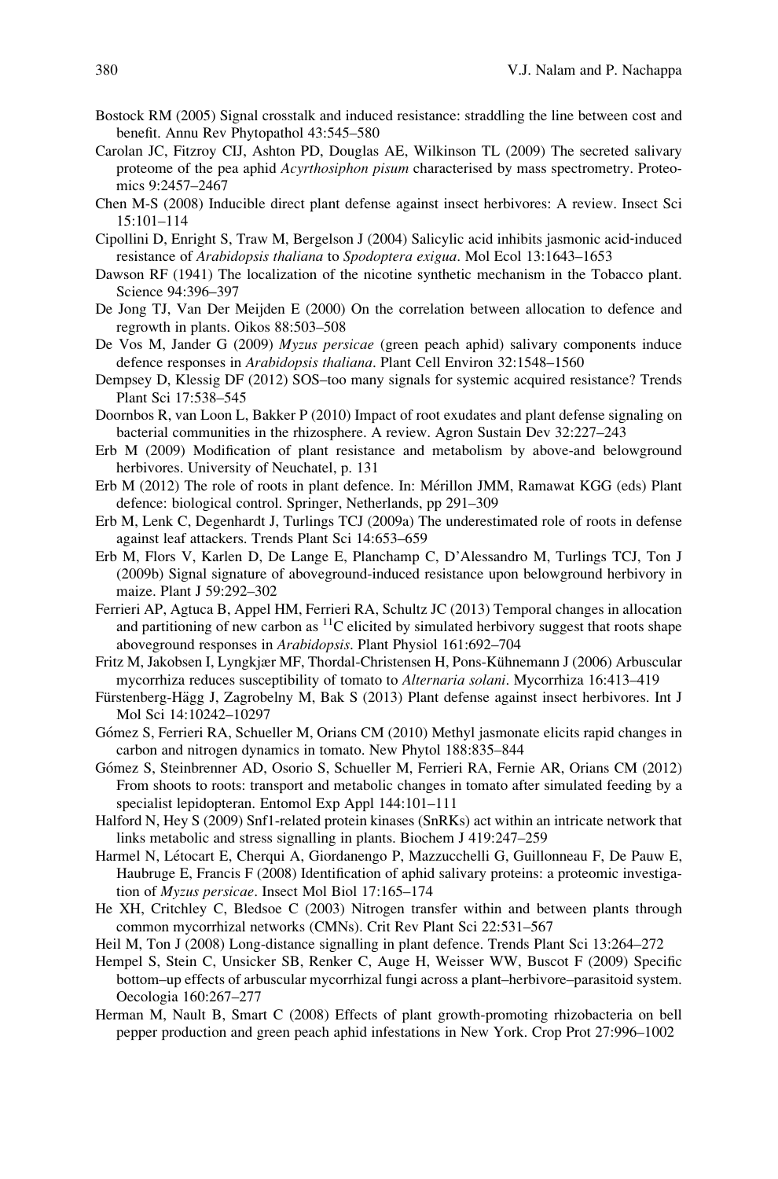Bostock RM (2005) Signal crosstalk and induced resistance: straddling the line between cost and benefit. Annu Rev Phytopathol 43:545–580

Carolan JC, Fitzroy CIJ, Ashton PD, Douglas AE, Wilkinson TL (2009) The secreted salivary proteome of the pea aphid *Acyrthosiphon pisum* characterised by mass spectrometry. Proteomics 9:2457–2467

Chen M-S (2008) Inducible direct plant defense against insect herbivores: A review. Insect Sci 15:101–114

Cipollini D, Enright S, Traw M, Bergelson J (2004) Salicylic acid inhibits jasmonic acid-induced resistance of *Arabidopsis thaliana* to *Spodoptera exigua*. Mol Ecol 13:1643–1653

Dawson RF (1941) The localization of the nicotine synthetic mechanism in the Tobacco plant. Science 94:396–397

De Jong TJ, Van Der Meijden E (2000) On the correlation between allocation to defence and regrowth in plants. Oikos 88:503–508

De Vos M, Jander G (2009) *Myzus persicae* (green peach aphid) salivary components induce defence responses in *Arabidopsis thaliana*. Plant Cell Environ 32:1548–1560

Dempsey D, Klessig DF (2012) SOS–too many signals for systemic acquired resistance? Trends Plant Sci 17:538–545

Doornbos R, van Loon L, Bakker P (2010) Impact of root exudates and plant defense signaling on bacterial communities in the rhizosphere. A review. Agron Sustain Dev 32:227–243

Erb M (2009) Modification of plant resistance and metabolism by above-and belowground herbivores. University of Neuchatel, p. 131

Erb M (2012) The role of roots in plant defence. In: Mérillon JMM, Ramawat KGG (eds) Plant defence: biological control. Springer, Netherlands, pp 291–309

Erb M, Lenk C, Degenhardt J, Turlings TCJ (2009a) The underestimated role of roots in defense against leaf attackers. Trends Plant Sci 14:653–659

Erb M, Flors V, Karlen D, De Lange E, Planchamp C, D'Alessandro M, Turlings TCJ, Ton J (2009b) Signal signature of aboveground-induced resistance upon belowground herbivory in maize. Plant J 59:292–302

Ferrieri AP, Agtuca B, Appel HM, Ferrieri RA, Schultz JC (2013) Temporal changes in allocation and partitioning of new carbon as $^{11}C$ elicited by simulated herbivory suggest that roots shape aboveground responses in *Arabidopsis*. Plant Physiol 161:692–704

Fritz M, Jakobsen I, Lyngkjær MF, Thordal-Christensen H, Pons-Kühnemann J (2006) Arbuscular mycorrhiza reduces susceptibility of tomato to *Alternaria solani*. Mycorrhiza 16:413–419

Fürstenberg-Hägg J, Zagrobelny M, Bak S (2013) Plant defense against insect herbivores. Int J Mol Sci 14:10242–10297

Gómez S, Ferrieri RA, Schueller M, Orians CM (2010) Methyl jasmonate elicits rapid changes in carbon and nitrogen dynamics in tomato. New Phytol 188:835–844

Gómez S, Steinbrenner AD, Osorio S, Schueller M, Ferrieri RA, Fernie AR, Orians CM (2012) From shoots to roots: transport and metabolic changes in tomato after simulated feeding by a specialist lepidopteran. Entomol Exp Appl 144:101–111

Halford N, Hey S (2009) Snf1-related protein kinases (SnRKs) act within an intricate network that links metabolic and stress signalling in plants. Biochem J 419:247–259

Harmel N, Létocart E, Cherqui A, Giordanengo P, Mazzucchelli G, Guillonneau F, De Pauw E, Haubruge E, Francis F (2008) Identification of aphid salivary proteins: a proteomic investigation of *Myzus persicae*. Insect Mol Biol 17:165–174

He XH, Critchley C, Bledsoe C (2003) Nitrogen transfer within and between plants through common mycorrhizal networks (CMNs). Crit Rev Plant Sci 22:531–567

Heil M, Ton J (2008) Long-distance signalling in plant defence. Trends Plant Sci 13:264–272

Hempel S, Stein C, Unsicker SB, Renker C, Auge H, Weisser WW, Buscot F (2009) Specific bottom–up effects of arbuscular mycorrhizal fungi across a plant–herbivore–parasitoid system. Oecologia 160:267–277

Herman M, Nault B, Smart C (2008) Effects of plant growth-promoting rhizobacteria on bell pepper production and green peach aphid infestations in New York. Crop Prot 27:996–1002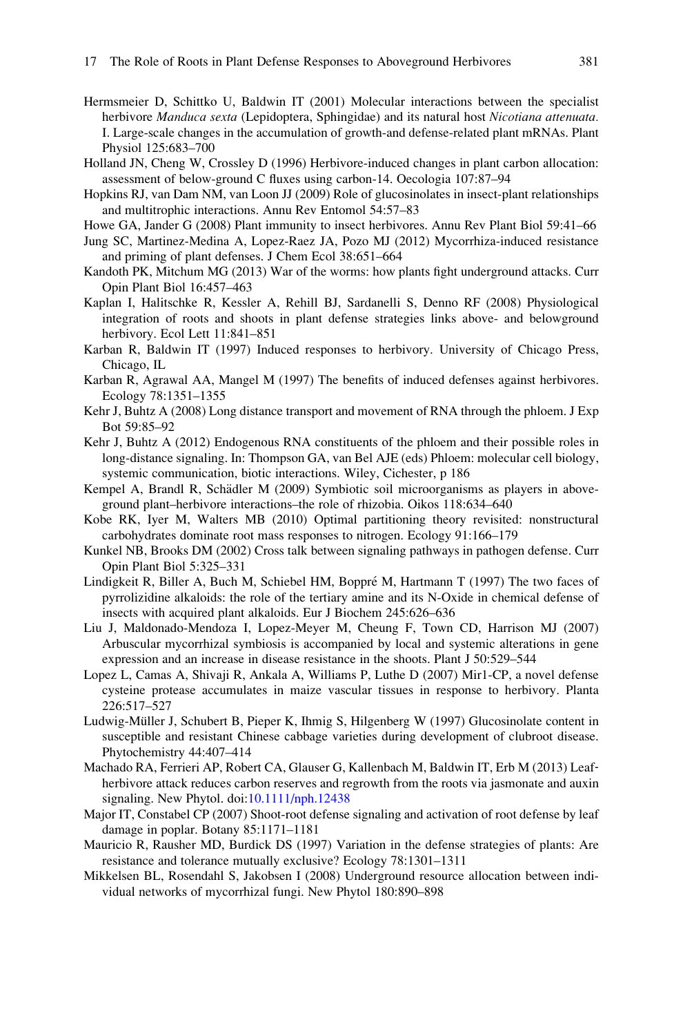Hermsmeier D, Schittko U, Baldwin IT (2001) Molecular interactions between the specialist herbivore *Manduca sexta* (Lepidoptera, Sphingidae) and its natural host *Nicotiana attenuata*. I. Large-scale changes in the accumulation of growth-and defense-related plant mRNAs. Plant Physiol 125:683–700

Holland JN, Cheng W, Crossley D (1996) Herbivore-induced changes in plant carbon allocation: assessment of below-ground C fluxes using carbon-14. Oecologia 107:87–94

Hopkins RJ, van Dam NM, van Loon JJ (2009) Role of glucosinolates in insect-plant relationships and multitrophic interactions. Annu Rev Entomol 54:57–83

Howe GA, Jander G (2008) Plant immunity to insect herbivores. Annu Rev Plant Biol 59:41–66

Jung SC, Martinez-Medina A, Lopez-Raez JA, Pozo MJ (2012) Mycorrhiza-induced resistance and priming of plant defenses. J Chem Ecol 38:651–664

Kandoth PK, Mitchum MG (2013) War of the worms: how plants fight underground attacks. Curr Opin Plant Biol 16:457–463

Kaplan I, Halitschke R, Kessler A, Rehill BJ, Sardanelli S, Denno RF (2008) Physiological integration of roots and shoots in plant defense strategies links above- and belowground herbivory. Ecol Lett 11:841–851

Karban R, Baldwin IT (1997) Induced responses to herbivory. University of Chicago Press, Chicago, IL

Karban R, Agrawal AA, Mangel M (1997) The benefits of induced defenses against herbivores. Ecology 78:1351–1355

Kehr J, Buhtz A (2008) Long distance transport and movement of RNA through the phloem. J Exp Bot 59:85–92

Kehr J, Buhtz A (2012) Endogenous RNA constituents of the phloem and their possible roles in long-distance signaling. In: Thompson GA, van Bel AJE (eds) Phloem: molecular cell biology, systemic communication, biotic interactions. Wiley, Cichester, p 186

Kempel A, Brandl R, Schädler M (2009) Symbiotic soil microorganisms as players in aboveground plant–herbivore interactions–the role of rhizobia. Oikos 118:634–640

Kobe RK, Iyer M, Walters MB (2010) Optimal partitioning theory revisited: nonstructural carbohydrates dominate root mass responses to nitrogen. Ecology 91:166–179

Kunkel NB, Brooks DM (2002) Cross talk between signaling pathways in pathogen defense. Curr Opin Plant Biol 5:325–331

Lindigkeit R, Biller A, Buch M, Schiebel HM, Boppré M, Hartmann T (1997) The two faces of pyrrolizidine alkaloids: the role of the tertiary amine and its N-Oxide in chemical defense of insects with acquired plant alkaloids. Eur J Biochem 245:626–636

Liu J, Maldonado-Mendoza I, Lopez-Meyer M, Cheung F, Town CD, Harrison MJ (2007) Arbuscular mycorrhizal symbiosis is accompanied by local and systemic alterations in gene expression and an increase in disease resistance in the shoots. Plant J 50:529–544

Lopez L, Camas A, Shivaji R, Ankala A, Williams P, Luthe D (2007) Mir1-CP, a novel defense cysteine protease accumulates in maize vascular tissues in response to herbivory. Planta 226:517–527

Ludwig-Müller J, Schubert B, Pieper K, Ihmig S, Hilgenberg W (1997) Glucosinolate content in susceptible and resistant Chinese cabbage varieties during development of clubroot disease. Phytochemistry 44:407–414

Machado RA, Ferrieri AP, Robert CA, Glauser G, Kallenbach M, Baldwin IT, Erb M (2013) Leaf-herbivore attack reduces carbon reserves and regrowth from the roots via jasmonate and auxin signaling. New Phytol. doi:10.1111/nph.12438

Major IT, Constabel CP (2007) Shoot-root defense signaling and activation of root defense by leaf damage in poplar. Botany 85:1171–1181

Mauricio R, Rausher MD, Burdick DS (1997) Variation in the defense strategies of plants: Are resistance and tolerance mutually exclusive? Ecology 78:1301–1311

Mikkelsen BL, Rosendahl S, Jakobsen I (2008) Underground resource allocation between individual networks of mycorrhizal fungi. New Phytol 180:890–898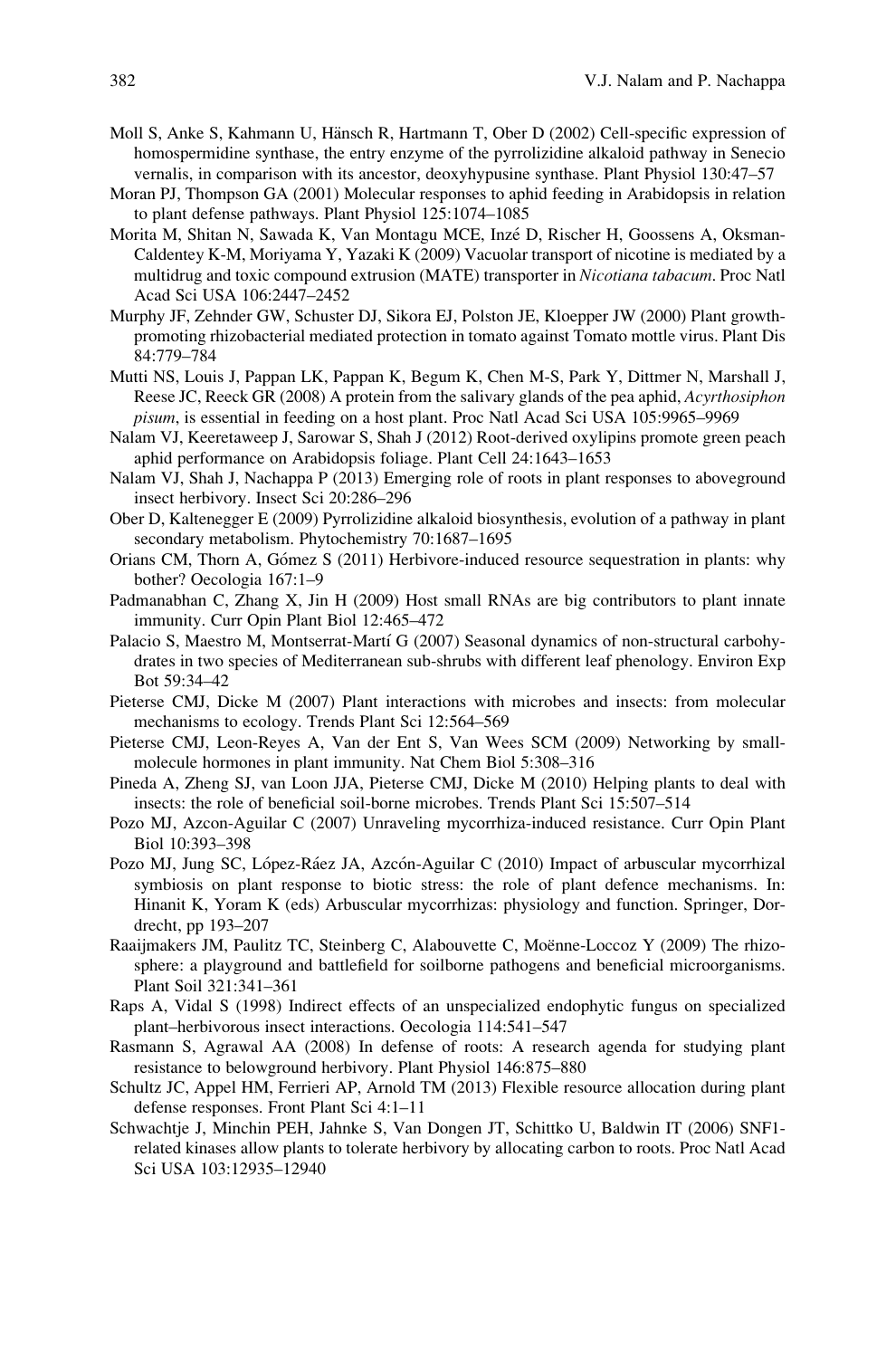Moll S, Anke S, Kahmann U, Hänsch R, Hartmann T, Ober D (2002) Cell-specific expression of homospermidine synthase, the entry enzyme of the pyrrolizidine alkaloid pathway in Senecio vernalis, in comparison with its ancestor, deoxyhypusine synthase. Plant Physiol 130:47–57

Moran PJ, Thompson GA (2001) Molecular responses to aphid feeding in Arabidopsis in relation to plant defense pathways. Plant Physiol 125:1074–1085

Morita M, Shitan N, Sawada K, Van Montagu MCE, Inzé D, Rischer H, Goossens A, Oksman-Caldentey K-M, Moriyama Y, Yazaki K (2009) Vacuolar transport of nicotine is mediated by a multidrug and toxic compound extrusion (MATE) transporter in *Nicotiana tabacum*. Proc Natl Acad Sci USA 106:2447–2452

Murphy JF, Zehnder GW, Schuster DJ, Sikora EJ, Polston JE, Kloepper JW (2000) Plant growth-promoting rhizobacterial mediated protection in tomato against Tomato mottle virus. Plant Dis 84:779–784

Mutti NS, Louis J, Pappan LK, Pappan K, Begum K, Chen M-S, Park Y, Dittmer N, Marshall J, Reese JC, Reeck GR (2008) A protein from the salivary glands of the pea aphid, *Acyrthosiphon pisum*, is essential in feeding on a host plant. Proc Natl Acad Sci USA 105:9965–9969

Nalam VJ, Keeretaweep J, Sarowar S, Shah J (2012) Root-derived oxylipins promote green peach aphid performance on Arabidopsis foliage. Plant Cell 24:1643–1653

Nalam VJ, Shah J, Nachappa P (2013) Emerging role of roots in plant responses to aboveground insect herbivory. Insect Sci 20:286–296

Ober D, Kaltenegger E (2009) Pyrrolizidine alkaloid biosynthesis, evolution of a pathway in plant secondary metabolism. Phytochemistry 70:1687–1695

Orians CM, Thorn A, Gómez S (2011) Herbivore-induced resource sequestration in plants: why bother? Oecologia 167:1–9

Padmanabhan C, Zhang X, Jin H (2009) Host small RNAs are big contributors to plant innate immunity. Curr Opin Plant Biol 12:465–472

Palacio S, Maestro M, Montserrat-Martí G (2007) Seasonal dynamics of non-structural carbohydrates in two species of Mediterranean sub-shrubs with different leaf phenology. Environ Exp Bot 59:34–42

Pieterse CMJ, Dicke M (2007) Plant interactions with microbes and insects: from molecular mechanisms to ecology. Trends Plant Sci 12:564–569

Pieterse CMJ, Leon-Reyes A, Van der Ent S, Van Wees SCM (2009) Networking by small-molecule hormones in plant immunity. Nat Chem Biol 5:308–316

Pineda A, Zheng SJ, van Loon JJA, Pieterse CMJ, Dicke M (2010) Helping plants to deal with insects: the role of beneficial soil-borne microbes. Trends Plant Sci 15:507–514

Pozo MJ, Azcon-Aguilar C (2007) Unraveling mycorrhiza-induced resistance. Curr Opin Plant Biol 10:393–398

Pozo MJ, Jung SC, López-Ráez JA, Azcón-Aguilar C (2010) Impact of arbuscular mycorrhizal symbiosis on plant response to biotic stress: the role of plant defence mechanisms. In: Hinanit K, Yoram K (eds) Arbuscular mycorrhizas: physiology and function. Springer, Dordrecht, pp 193–207

Raaijmakers JM, Paulitz TC, Steinberg C, Alabouvette C, Moënne-Loccoz Y (2009) The rhizosphere: a playground and battlefield for soilborne pathogens and beneficial microorganisms. Plant Soil 321:341–361

Raps A, Vidal S (1998) Indirect effects of an unspecialized endophytic fungus on specialized plant–herbivorous insect interactions. Oecologia 114:541–547

Rasmann S, Agrawal AA (2008) In defense of roots: A research agenda for studying plant resistance to belowground herbivory. Plant Physiol 146:875–880

Schultz JC, Appel HM, Ferrieri AP, Arnold TM (2013) Flexible resource allocation during plant defense responses. Front Plant Sci 4:1–11

Schwachtje J, Minchin PEH, Jahnke S, Van Dongen JT, Schittko U, Baldwin IT (2006) SNF1-related kinases allow plants to tolerate herbivory by allocating carbon to roots. Proc Natl Acad Sci USA 103:12935–12940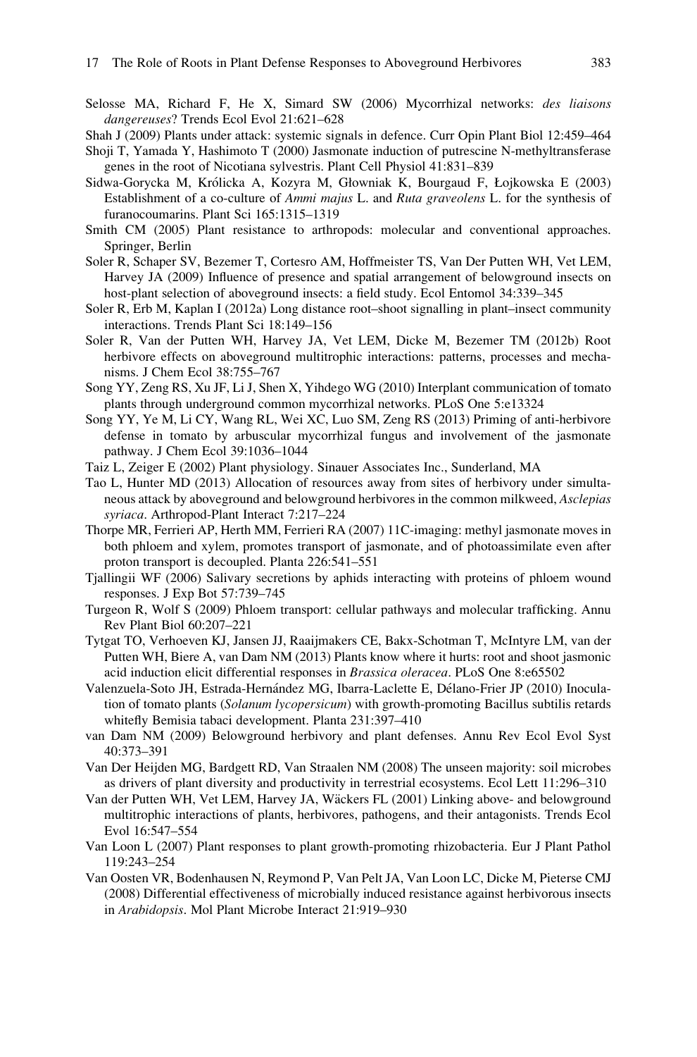Selosse MA, Richard F, He X, Simard SW (2006) Mycorrhizal networks: *des liaisons dangereuses*? Trends Ecol Evol 21:621–628

Shah J (2009) Plants under attack: systemic signals in defence. Curr Opin Plant Biol 12:459–464

Shoji T, Yamada Y, Hashimoto T (2000) Jasmonate induction of putrescine N-methyltransferase genes in the root of Nicotiana sylvestris. Plant Cell Physiol 41:831–839

Sidwa-Gorycka M, Królicka A, Kozyra M, Głowniak K, Bourgaud F, Łojkowska E (2003) Establishment of a co-culture of *Ammi majus* L. and *Ruta graveolens* L. for the synthesis of furanocoumarins. Plant Sci 165:1315–1319

Smith CM (2005) Plant resistance to arthropods: molecular and conventional approaches. Springer, Berlin

Soler R, Schaper SV, Bezemer T, Cortesro AM, Hoffmeister TS, Van Der Putten WH, Vet LEM, Harvey JA (2009) Influence of presence and spatial arrangement of belowground insects on host-plant selection of aboveground insects: a field study. Ecol Entomol 34:339–345

Soler R, Erb M, Kaplan I (2012a) Long distance root–shoot signalling in plant–insect community interactions. Trends Plant Sci 18:149–156

Soler R, Van der Putten WH, Harvey JA, Vet LEM, Dicke M, Bezemer TM (2012b) Root herbivore effects on aboveground multitrophic interactions: patterns, processes and mechanisms. J Chem Ecol 38:755–767

Song YY, Zeng RS, Xu JF, Li J, Shen X, Yihdego WG (2010) Interplant communication of tomato plants through underground common mycorrhizal networks. PLoS One 5:e13324

Song YY, Ye M, Li CY, Wang RL, Wei XC, Luo SM, Zeng RS (2013) Priming of anti-herbivore defense in tomato by arbuscular mycorrhizal fungus and involvement of the jasmonate pathway. J Chem Ecol 39:1036–1044

Taiz L, Zeiger E (2002) Plant physiology. Sinauer Associates Inc., Sunderland, MA

Tao L, Hunter MD (2013) Allocation of resources away from sites of herbivory under simultaneous attack by aboveground and belowground herbivores in the common milkweed, *Asclepias syriaca*. Arthropod-Plant Interact 7:217–224

Thorpe MR, Ferrieri AP, Herth MM, Ferrieri RA (2007) 11C-imaging: methyl jasmonate moves in both phloem and xylem, promotes transport of jasmonate, and of photoassimilate even after proton transport is decoupled. Planta 226:541–551

Tjallingii WF (2006) Salivary secretions by aphids interacting with proteins of phloem wound responses. J Exp Bot 57:739–745

Turgeon R, Wolf S (2009) Phloem transport: cellular pathways and molecular trafficking. Annu Rev Plant Biol 60:207–221

Tytgat TO, Verhoeven KJ, Jansen JJ, Raaijmakers CE, Bakx-Schotman T, McIntyre LM, van der Putten WH, Biere A, van Dam NM (2013) Plants know where it hurts: root and shoot jasmonic acid induction elicit differential responses in *Brassica oleracea*. PLoS One 8:e65502

Valenzuela-Soto JH, Estrada-Hernández MG, Ibarra-Laclette E, Délano-Frier JP (2010) Inoculation of tomato plants (*Solanum lycopersicum*) with growth-promoting Bacillus subtilis retards whitefly Bemisia tabaci development. Planta 231:397–410

van Dam NM (2009) Belowground herbivory and plant defenses. Annu Rev Ecol Evol Syst 40:373–391

Van Der Heijden MG, Bardgett RD, Van Straalen NM (2008) The unseen majority: soil microbes as drivers of plant diversity and productivity in terrestrial ecosystems. Ecol Lett 11:296–310

Van der Putten WH, Vet LEM, Harvey JA, Wäckers FL (2001) Linking above- and belowground multitrophic interactions of plants, herbivores, pathogens, and their antagonists. Trends Ecol Evol 16:547–554

Van Loon L (2007) Plant responses to plant growth-promoting rhizobacteria. Eur J Plant Pathol 119:243–254

Van Oosten VR, Bodenhausen N, Reymond P, Van Pelt JA, Van Loon LC, Dicke M, Pieterse CMJ (2008) Differential effectiveness of microbially induced resistance against herbivorous insects in *Arabidopsis*. Mol Plant Microbe Interact 21:919–930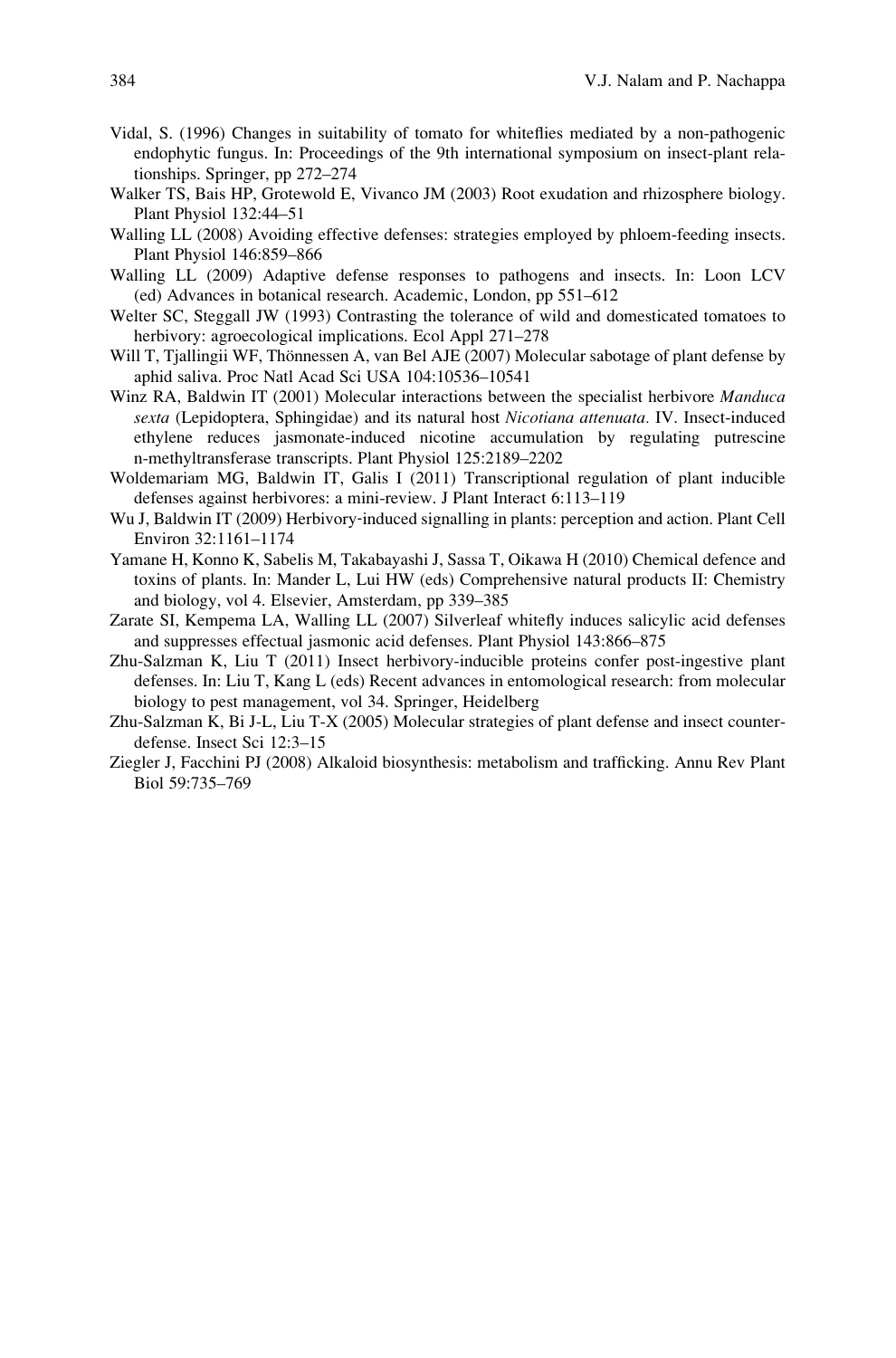Vidal, S. (1996) Changes in suitability of tomato for whiteflies mediated by a non-pathogenic endophytic fungus. In: Proceedings of the 9th international symposium on insect-plant relationships. Springer, pp 272–274

Walker TS, Bais HP, Grotewold E, Vivanco JM (2003) Root exudation and rhizosphere biology. Plant Physiol 132:44–51

Walling LL (2008) Avoiding effective defenses: strategies employed by phloem-feeding insects. Plant Physiol 146:859–866

Walling LL (2009) Adaptive defense responses to pathogens and insects. In: Loon LCV (ed) Advances in botanical research. Academic, London, pp 551–612

Welter SC, Steggall JW (1993) Contrasting the tolerance of wild and domesticated tomatoes to herbivory: agroecological implications. Ecol Appl 271–278

Will T, Tjallingii WF, Thönnessen A, van Bel AJE (2007) Molecular sabotage of plant defense by aphid saliva. Proc Natl Acad Sci USA 104:10536–10541

Winz RA, Baldwin IT (2001) Molecular interactions between the specialist herbivore *Manduca sexta* (Lepidoptera, Sphingidae) and its natural host *Nicotiana attenuata*. IV. Insect-induced ethylene reduces jasmonate-induced nicotine accumulation by regulating putrescine n-methyltransferase transcripts. Plant Physiol 125:2189–2202

Woldemariam MG, Baldwin IT, Galis I (2011) Transcriptional regulation of plant inducible defenses against herbivores: a mini-review. J Plant Interact 6:113–119

Wu J, Baldwin IT (2009) Herbivory-induced signalling in plants: perception and action. Plant Cell Environ 32:1161–1174

Yamane H, Konno K, Sabelis M, Takabayashi J, Sassa T, Oikawa H (2010) Chemical defence and toxins of plants. In: Mander L, Lui HW (eds) Comprehensive natural products II: Chemistry and biology, vol 4. Elsevier, Amsterdam, pp 339–385

Zarate SI, Kempema LA, Walling LL (2007) Silverleaf whitefly induces salicylic acid defenses and suppresses effectual jasmonic acid defenses. Plant Physiol 143:866–875

Zhu-Salzman K, Liu T (2011) Insect herbivory-inducible proteins confer post-ingestive plant defenses. In: Liu T, Kang L (eds) Recent advances in entomological research: from molecular biology to pest management, vol 34. Springer, Heidelberg

Zhu-Salzman K, Bi J-L, Liu T-X (2005) Molecular strategies of plant defense and insect counter-defense. Insect Sci 12:3–15

Ziegler J, Facchini PJ (2008) Alkaloid biosynthesis: metabolism and trafficking. Annu Rev Plant Biol 59:735–769